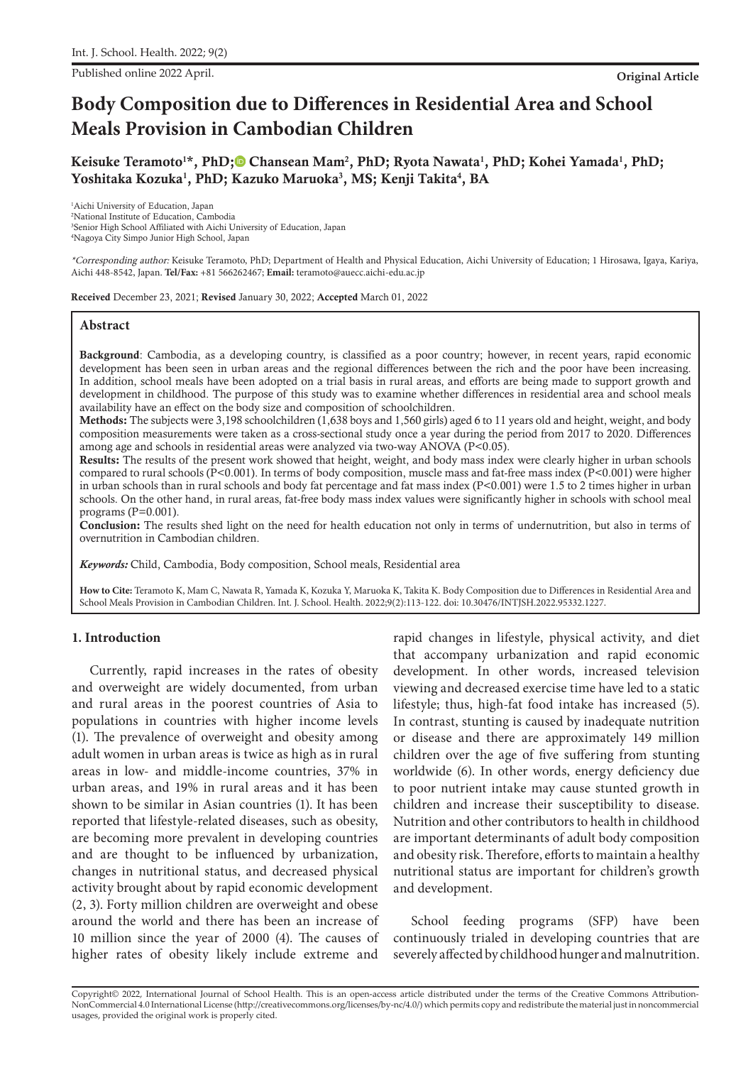Original Article

# Body Composition due to Differences in Residential Area and School Meals Provision in Cambodian Children

**Keisuke Teramoto[1]*, PhD; Chansean Mam[2], PhD; Ryota Nawata[1], PhD; Kohei Yamada[1], PhD; Yoshitaka Kozuka[1], PhD; Kazuko Maruoka[3], MS; Kenji Takita[4], BA**

[1]Aichi University of Education, Japan
[2]National Institute of Education, Cambodia
[3]Senior High School Affiliated with Aichi University of Education, Japan
[4]Nagoya City Simpo Junior High School, Japan

*Corresponding author:* Keisuke Teramoto, PhD; Department of Health and Physical Education, Aichi University of Education; 1 Hirosawa, Igaya, Kariya, Aichi 448-8542, Japan. **Tel/Fax:** +81 566262467; **Email:** teramoto@auecc.aichi-edu.ac.jp

**Received** December 23, 2021; **Revised** January 30, 2022; **Accepted** March 01, 2022

## Abstract

**Background**: Cambodia, as a developing country, is classified as a poor country; however, in recent years, rapid economic development has been seen in urban areas and the regional differences between the rich and the poor have been increasing. In addition, school meals have been adopted on a trial basis in rural areas, and efforts are being made to support growth and development in childhood. The purpose of this study was to examine whether differences in residential area and school meals availability have an effect on the body size and composition of schoolchildren.

**Methods:** The subjects were 3,198 schoolchildren (1,638 boys and 1,560 girls) aged 6 to 11 years old and height, weight, and body composition measurements were taken as a cross-sectional study once a year during the period from 2017 to 2020. Differences among age and schools in residential areas were analyzed via two-way ANOVA ($P<0.05$).

**Results:** The results of the present work showed that height, weight, and body mass index were clearly higher in urban schools compared to rural schools ($P<0.001$). In terms of body composition, muscle mass and fat-free mass index ($P<0.001$) were higher in urban schools than in rural schools and body fat percentage and fat mass index ($P<0.001$) were 1.5 to 2 times higher in urban schools. On the other hand, in rural areas, fat-free body mass index values were significantly higher in schools with school meal programs ($P=0.001$).

**Conclusion:** The results shed light on the need for health education not only in terms of undernutrition, but also in terms of overnutrition in Cambodian children.

***Keywords:*** Child, Cambodia, Body composition, School meals, Residential area

**How to Cite:** Teramoto K, Mam C, Nawata R, Yamada K, Kozuka Y, Maruoka K, Takita K. Body Composition due to Differences in Residential Area and School Meals Provision in Cambodian Children. Int. J. School. Health. 2022;9(2):113-122. doi: 10.30476/INTJSH.2022.95332.1227.

## 1. Introduction

Currently, rapid increases in the rates of obesity and overweight are widely documented, from urban and rural areas in the poorest countries of Asia to populations in countries with higher income levels (1). The prevalence of overweight and obesity among adult women in urban areas is twice as high as in rural areas in low- and middle-income countries, 37% in urban areas, and 19% in rural areas and it has been shown to be similar in Asian countries (1). It has been reported that lifestyle-related diseases, such as obesity, are becoming more prevalent in developing countries and are thought to be influenced by urbanization, changes in nutritional status, and decreased physical activity brought about by rapid economic development (2, 3). Forty million children are overweight and obese around the world and there has been an increase of 10 million since the year of 2000 (4). The causes of higher rates of obesity likely include extreme and rapid changes in lifestyle, physical activity, and diet that accompany urbanization and rapid economic development. In other words, increased television viewing and decreased exercise time have led to a static lifestyle; thus, high-fat food intake has increased (5). In contrast, stunting is caused by inadequate nutrition or disease and there are approximately 149 million children over the age of five suffering from stunting worldwide (6). In other words, energy deficiency due to poor nutrient intake may cause stunted growth in children and increase their susceptibility to disease. Nutrition and other contributors to health in childhood are important determinants of adult body composition and obesity risk. Therefore, efforts to maintain a healthy nutritional status are important for children's growth and development.

School feeding programs (SFP) have been continuously trialed in developing countries that are severely affected by childhood hunger and malnutrition.

Copyright© 2022, International Journal of School Health. This is an open-access article distributed under the terms of the Creative Commons Attribution-NonCommercial 4.0 International License (http://creativecommons.org/licenses/by-nc/4.0/) which permits copy and redistribute the material just in noncommercial usages, provided the original work is properly cited.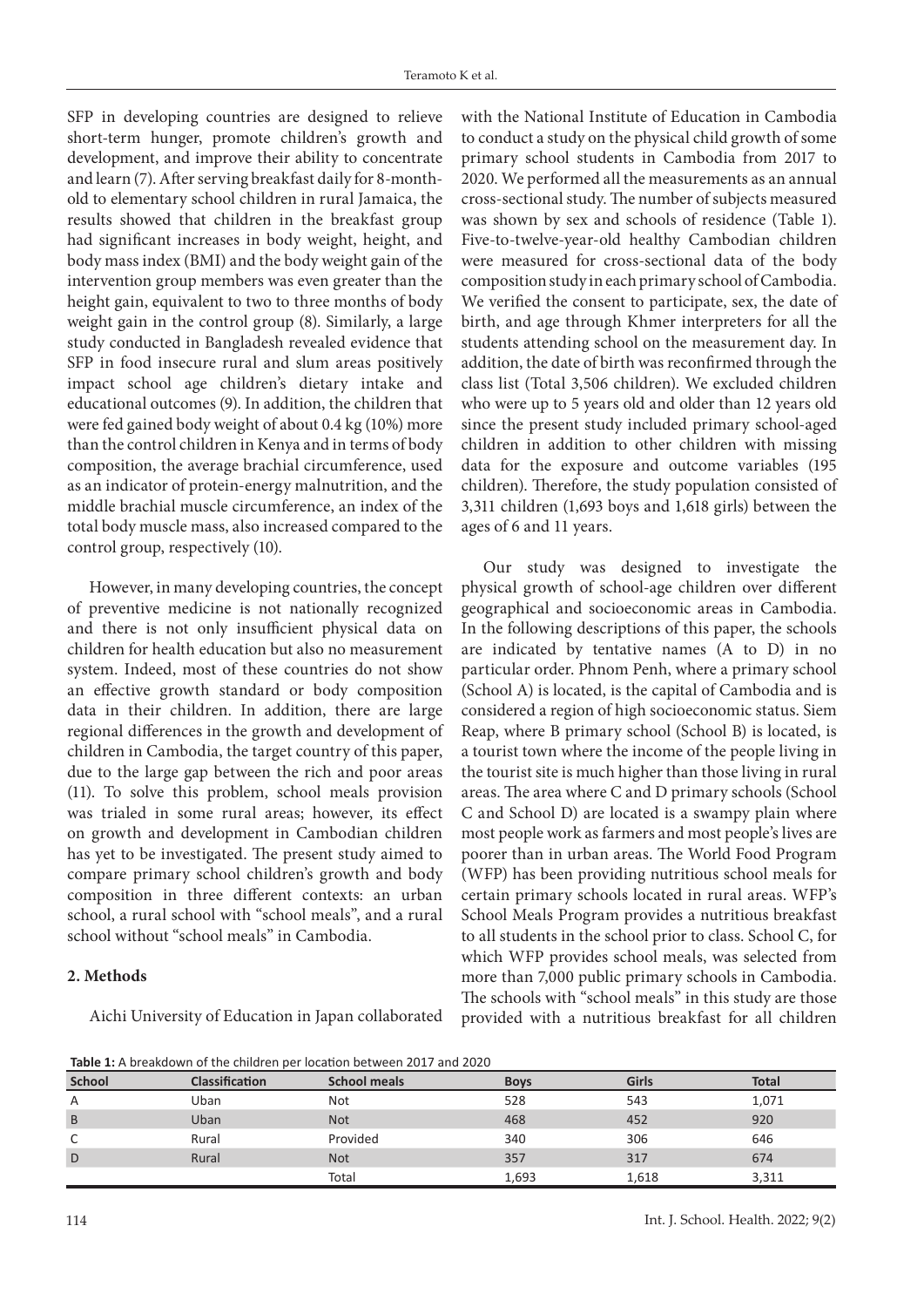SFP in developing countries are designed to relieve short-term hunger, promote children's growth and development, and improve their ability to concentrate and learn (7). After serving breakfast daily for 8-month-old to elementary school children in rural Jamaica, the results showed that children in the breakfast group had significant increases in body weight, height, and body mass index (BMI) and the body weight gain of the intervention group members was even greater than the height gain, equivalent to two to three months of body weight gain in the control group (8). Similarly, a large study conducted in Bangladesh revealed evidence that SFP in food insecure rural and slum areas positively impact school age children's dietary intake and educational outcomes (9). In addition, the children that were fed gained body weight of about 0.4 kg (10%) more than the control children in Kenya and in terms of body composition, the average brachial circumference, used as an indicator of protein-energy malnutrition, and the middle brachial muscle circumference, an index of the total body muscle mass, also increased compared to the control group, respectively (10).

However, in many developing countries, the concept of preventive medicine is not nationally recognized and there is not only insufficient physical data on children for health education but also no measurement system. Indeed, most of these countries do not show an effective growth standard or body composition data in their children. In addition, there are large regional differences in the growth and development of children in Cambodia, the target country of this paper, due to the large gap between the rich and poor areas (11). To solve this problem, school meals provision was trialed in some rural areas; however, its effect on growth and development in Cambodian children has yet to be investigated. The present study aimed to compare primary school children's growth and body composition in three different contexts: an urban school, a rural school with "school meals", and a rural school without "school meals" in Cambodia.

## 2. Methods

Aichi University of Education in Japan collaborated with the National Institute of Education in Cambodia to conduct a study on the physical child growth of some primary school students in Cambodia from 2017 to 2020. We performed all the measurements as an annual cross-sectional study. The number of subjects measured was shown by sex and schools of residence (Table 1). Five-to-twelve-year-old healthy Cambodian children were measured for cross-sectional data of the body composition study in each primary school of Cambodia. We verified the consent to participate, sex, the date of birth, and age through Khmer interpreters for all the students attending school on the measurement day. In addition, the date of birth was reconfirmed through the class list (Total 3,506 children). We excluded children who were up to 5 years old and older than 12 years old since the present study included primary school-aged children in addition to other children with missing data for the exposure and outcome variables (195 children). Therefore, the study population consisted of 3,311 children (1,693 boys and 1,618 girls) between the ages of 6 and 11 years.

Our study was designed to investigate the physical growth of school-age children over different geographical and socioeconomic areas in Cambodia. In the following descriptions of this paper, the schools are indicated by tentative names (A to D) in no particular order. Phnom Penh, where a primary school (School A) is located, is the capital of Cambodia and is considered a region of high socioeconomic status. Siem Reap, where B primary school (School B) is located, is a tourist town where the income of the people living in the tourist site is much higher than those living in rural areas. The area where C and D primary schools (School C and School D) are located is a swampy plain where most people work as farmers and most people's lives are poorer than in urban areas. The World Food Program (WFP) has been providing nutritious school meals for certain primary schools located in rural areas. WFP's School Meals Program provides a nutritious breakfast to all students in the school prior to class. School C, for which WFP provides school meals, was selected from more than 7,000 public primary schools in Cambodia. The schools with "school meals" in this study are those provided with a nutritious breakfast for all children

**Table 1:** A breakdown of the children per location between 2017 and 2020

| School | Classification | School meals | Boys | Girls | Total |
|---|---|---|---|---|---|
| A | Uban | Not | 528 | 543 | 1,071 |
| B | Uban | Not | 468 | 452 | 920 |
| C | Rural | Provided | 340 | 306 | 646 |
| D | Rural | Not | 357 | 317 | 674 |
| | | Total | 1,693 | 1,618 | 3,311 |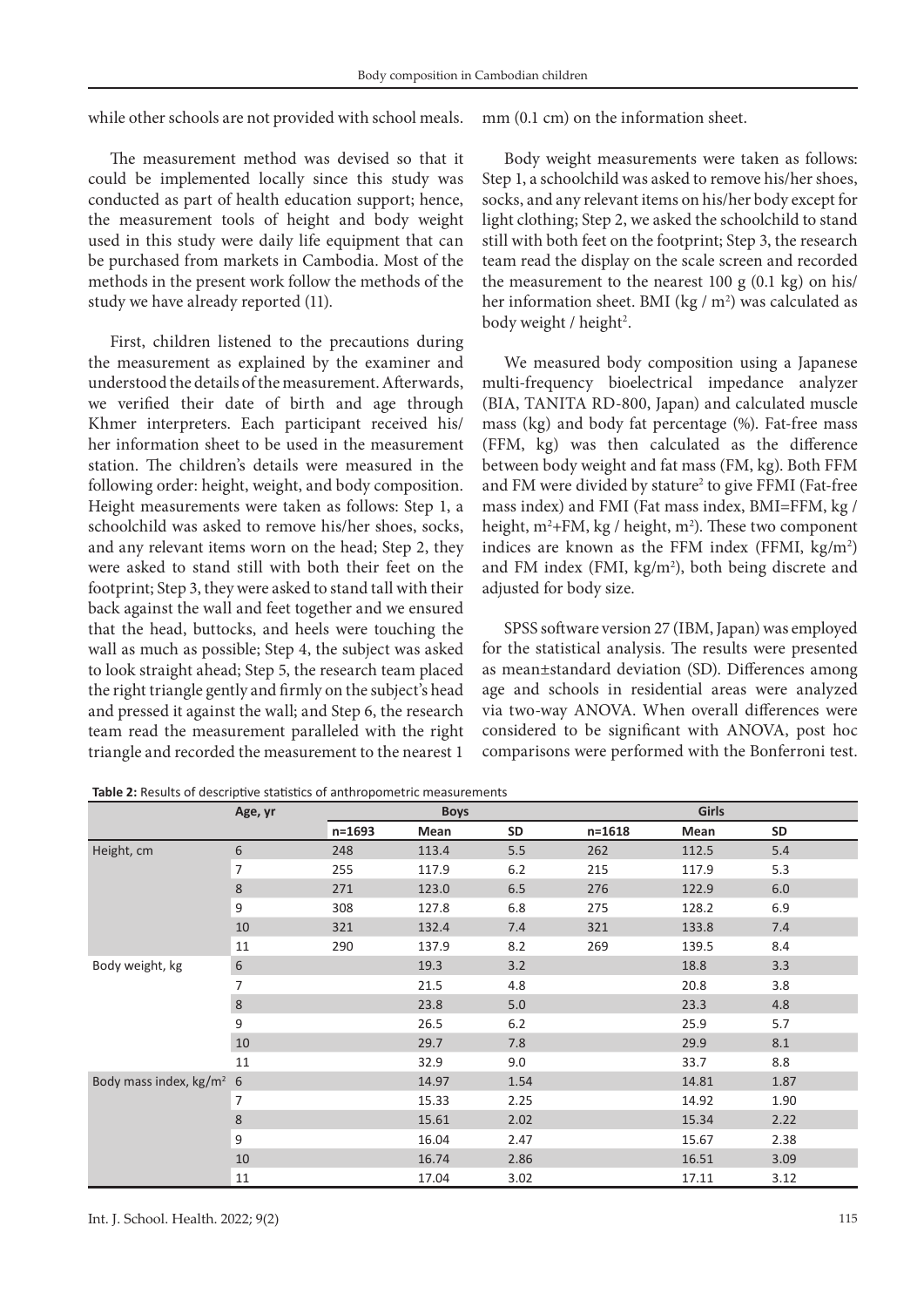while other schools are not provided with school meals.

The measurement method was devised so that it could be implemented locally since this study was conducted as part of health education support; hence, the measurement tools of height and body weight used in this study were daily life equipment that can be purchased from markets in Cambodia. Most of the methods in the present work follow the methods of the study we have already reported (11).

First, children listened to the precautions during the measurement as explained by the examiner and understood the details of the measurement. Afterwards, we verified their date of birth and age through Khmer interpreters. Each participant received his/her information sheet to be used in the measurement station. The children's details were measured in the following order: height, weight, and body composition. Height measurements were taken as follows: Step 1, a schoolchild was asked to remove his/her shoes, socks, and any relevant items worn on the head; Step 2, they were asked to stand still with both their feet on the footprint; Step 3, they were asked to stand tall with their back against the wall and feet together and we ensured that the head, buttocks, and heels were touching the wall as much as possible; Step 4, the subject was asked to look straight ahead; Step 5, the research team placed the right triangle gently and firmly on the subject's head and pressed it against the wall; and Step 6, the research team read the measurement paralleled with the right triangle and recorded the measurement to the nearest 1 mm (0.1 cm) on the information sheet.

Body weight measurements were taken as follows: Step 1, a schoolchild was asked to remove his/her shoes, socks, and any relevant items on his/her body except for light clothing; Step 2, we asked the schoolchild to stand still with both feet on the footprint; Step 3, the research team read the display on the scale screen and recorded the measurement to the nearest 100 g (0.1 kg) on his/her information sheet. BMI (kg / $m^2$) was calculated as body weight / $height^2$.

We measured body composition using a Japanese multi-frequency bioelectrical impedance analyzer (BIA, TANITA RD-800, Japan) and calculated muscle mass (kg) and body fat percentage (%). Fat-free mass (FFM, kg) was then calculated as the difference between body weight and fat mass (FM, kg). Both FFM and FM were divided by $stature^2$ to give FFMI (Fat-free mass index) and FMI (Fat mass index, BMI=FFM, kg / height, $m^2$+FM, kg / height, $m^2$). These two component indices are known as the FFM index (FFMI, kg/$m^2$) and FM index (FMI, kg/$m^2$), both being discrete and adjusted for body size.

SPSS software version 27 (IBM, Japan) was employed for the statistical analysis. The results were presented as mean±standard deviation (SD). Differences among age and schools in residential areas were analyzed via two-way ANOVA. When overall differences were considered to be significant with ANOVA, post hoc comparisons were performed with the Bonferroni test.

**Table 2:** Results of descriptive statistics of anthropometric measurements

| | Age, yr | Boys | | | Girls | | |
|---|---|---|---|---|---|---|---|
| | | n=1693 | Mean | SD | n=1618 | Mean | SD |
| Height, cm | 6 | 248 | 113.4 | 5.5 | 262 | 112.5 | 5.4 |
| | 7 | 255 | 117.9 | 6.2 | 215 | 117.9 | 5.3 |
| | 8 | 271 | 123.0 | 6.5 | 276 | 122.9 | 6.0 |
| | 9 | 308 | 127.8 | 6.8 | 275 | 128.2 | 6.9 |
| | 10 | 321 | 132.4 | 7.4 | 321 | 133.8 | 7.4 |
| | 11 | 290 | 137.9 | 8.2 | 269 | 139.5 | 8.4 |
| Body weight, kg | 6 | | 19.3 | 3.2 | | 18.8 | 3.3 |
| | 7 | | 21.5 | 4.8 | | 20.8 | 3.8 |
| | 8 | | 23.8 | 5.0 | | 23.3 | 4.8 |
| | 9 | | 26.5 | 6.2 | | 25.9 | 5.7 |
| | 10 | | 29.7 | 7.8 | | 29.9 | 8.1 |
| | 11 | | 32.9 | 9.0 | | 33.7 | 8.8 |
| Body mass index, kg/$m^2$ | 6 | | 14.97 | 1.54 | | 14.81 | 1.87 |
| | 7 | | 15.33 | 2.25 | | 14.92 | 1.90 |
| | 8 | | 15.61 | 2.02 | | 15.34 | 2.22 |
| | 9 | | 16.04 | 2.47 | | 15.67 | 2.38 |
| | 10 | | 16.74 | 2.86 | | 16.51 | 3.09 |
| | 11 | | 17.04 | 3.02 | | 17.11 | 3.12 |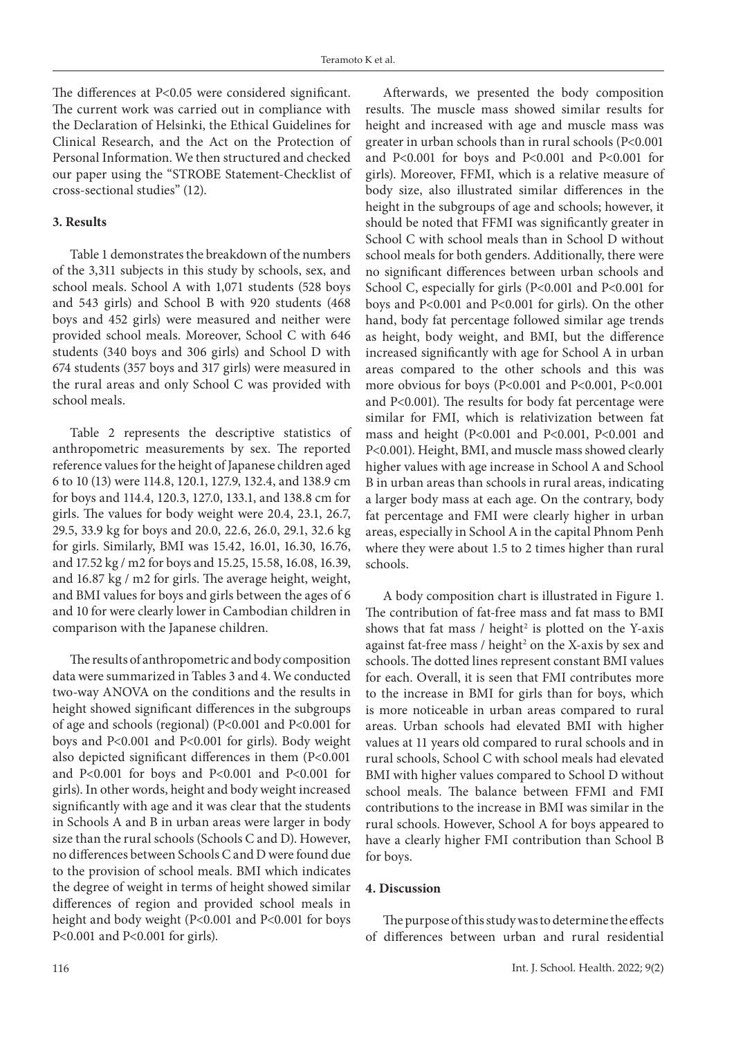The differences at P<0.05 were considered significant. The current work was carried out in compliance with the Declaration of Helsinki, the Ethical Guidelines for Clinical Research, and the Act on the Protection of Personal Information. We then structured and checked our paper using the "STROBE Statement-Checklist of cross-sectional studies" (12).

### 3. Results

Table 1 demonstrates the breakdown of the numbers of the 3,311 subjects in this study by schools, sex, and school meals. School A with 1,071 students (528 boys and 543 girls) and School B with 920 students (468 boys and 452 girls) were measured and neither were provided school meals. Moreover, School C with 646 students (340 boys and 306 girls) and School D with 674 students (357 boys and 317 girls) were measured in the rural areas and only School C was provided with school meals.

Table 2 represents the descriptive statistics of anthropometric measurements by sex. The reported reference values for the height of Japanese children aged 6 to 10 (13) were 114.8, 120.1, 127.9, 132.4, and 138.9 cm for boys and 114.4, 120.3, 127.0, 133.1, and 138.8 cm for girls. The values for body weight were 20.4, 23.1, 26.7, 29.5, 33.9 kg for boys and 20.0, 22.6, 26.0, 29.1, 32.6 kg for girls. Similarly, BMI was 15.42, 16.01, 16.30, 16.76, and 17.52 kg / m2 for boys and 15.25, 15.58, 16.08, 16.39, and 16.87 kg / m2 for girls. The average height, weight, and BMI values for boys and girls between the ages of 6 and 10 for were clearly lower in Cambodian children in comparison with the Japanese children.

The results of anthropometric and body composition data were summarized in Tables 3 and 4. We conducted two-way ANOVA on the conditions and the results in height showed significant differences in the subgroups of age and schools (regional) (P<0.001 and P<0.001 for boys and P<0.001 and P<0.001 for girls). Body weight also depicted significant differences in them (P<0.001 and P<0.001 for boys and P<0.001 and P<0.001 for girls). In other words, height and body weight increased significantly with age and it was clear that the students in Schools A and B in urban areas were larger in body size than the rural schools (Schools C and D). However, no differences between Schools C and D were found due to the provision of school meals. BMI which indicates the degree of weight in terms of height showed similar differences of region and provided school meals in height and body weight (P<0.001 and P<0.001 for boys P<0.001 and P<0.001 for girls).

Afterwards, we presented the body composition results. The muscle mass showed similar results for height and increased with age and muscle mass was greater in urban schools than in rural schools (P<0.001 and P<0.001 for boys and P<0.001 and P<0.001 for girls). Moreover, FFMI, which is a relative measure of body size, also illustrated similar differences in the height in the subgroups of age and schools; however, it should be noted that FFMI was significantly greater in School C with school meals than in School D without school meals for both genders. Additionally, there were no significant differences between urban schools and School C, especially for girls (P<0.001 and P<0.001 for boys and P<0.001 and P<0.001 for girls). On the other hand, body fat percentage followed similar age trends as height, body weight, and BMI, but the difference increased significantly with age for School A in urban areas compared to the other schools and this was more obvious for boys (P<0.001 and P<0.001, P<0.001 and P<0.001). The results for body fat percentage were similar for FMI, which is relativization between fat mass and height (P<0.001 and P<0.001, P<0.001 and P<0.001). Height, BMI, and muscle mass showed clearly higher values with age increase in School A and School B in urban areas than schools in rural areas, indicating a larger body mass at each age. On the contrary, body fat percentage and FMI were clearly higher in urban areas, especially in School A in the capital Phnom Penh where they were about 1.5 to 2 times higher than rural schools.

A body composition chart is illustrated in Figure 1. The contribution of fat-free mass and fat mass to BMI shows that fat mass / height$^2$ is plotted on the Y-axis against fat-free mass / height$^2$ on the X-axis by sex and schools. The dotted lines represent constant BMI values for each. Overall, it is seen that FMI contributes more to the increase in BMI for girls than for boys, which is more noticeable in urban areas compared to rural areas. Urban schools had elevated BMI with higher values at 11 years old compared to rural schools and in rural schools, School C with school meals had elevated BMI with higher values compared to School D without school meals. The balance between FFMI and FMI contributions to the increase in BMI was similar in the rural schools. However, School A for boys appeared to have a clearly higher FMI contribution than School B for boys.

### 4. Discussion

The purpose of this study was to determine the effects of differences between urban and rural residential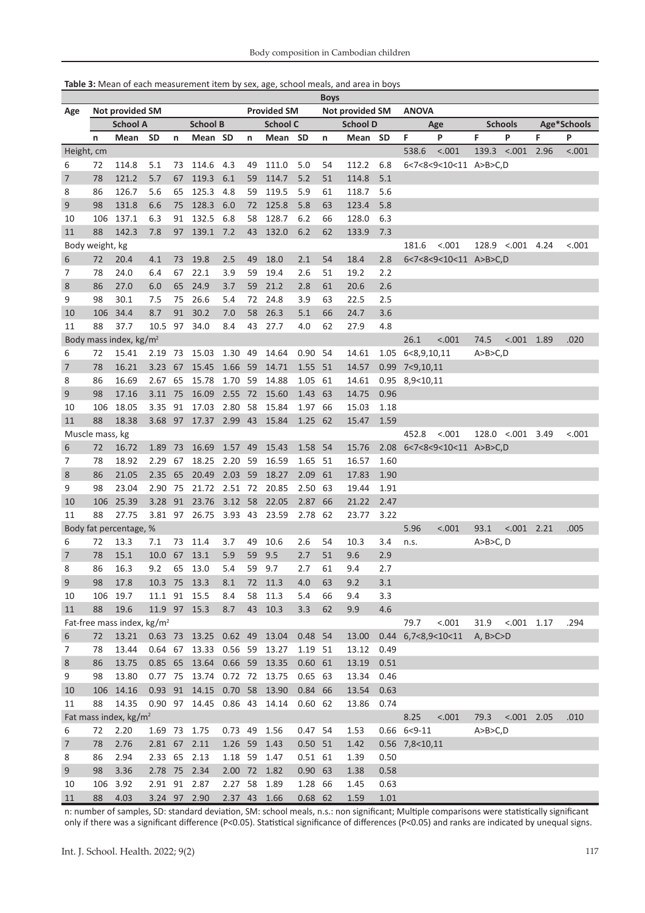**Table 3:** Mean of each measurement item by sex, age, school meals, and area in boys

| Age | Not provided SM | | | | | | Provided SM | | | Not provided SM | | | ANOVA | | | | | |
|---|---|---|---|---|---|---|---|---|---|---|---|---|---|---|---|---|---|---|
| | School A | | | School B | | | School C | | | School D | | | Age | | Schools | | Age*Schools | |
| | n | Mean | SD | n | Mean | SD | n | Mean | SD | n | Mean | SD | F | P | F | P | F | P |
| Height, cm | | | | | | | | | | | | | 538.6 | <.001 | 139.3 | <.001 | 2.96 | <.001 |
| 6 | 72 | 114.8 | 5.1 | 73 | 114.6 | 4.3 | 49 | 111.0 | 5.0 | 54 | 112.2 | 6.8 | 6<7<8<9<10<11 | | A>B>C,D | | | |
| 7 | 78 | 121.2 | 5.7 | 67 | 119.3 | 6.1 | 59 | 114.7 | 5.2 | 51 | 114.8 | 5.1 | | | | | | |
| 8 | 86 | 126.7 | 5.6 | 65 | 125.3 | 4.8 | 59 | 119.5 | 5.9 | 61 | 118.7 | 5.6 | | | | | | |
| 9 | 98 | 131.8 | 6.6 | 75 | 128.3 | 6.0 | 72 | 125.8 | 5.8 | 63 | 123.4 | 5.8 | | | | | | |
| 10 | 106 | 137.1 | 6.3 | 91 | 132.5 | 6.8 | 58 | 128.7 | 6.2 | 66 | 128.0 | 6.3 | | | | | | |
| 11 | 88 | 142.3 | 7.8 | 97 | 139.1 | 7.2 | 43 | 132.0 | 6.2 | 62 | 133.9 | 7.3 | | | | | | |
| Body weight, kg | | | | | | | | | | | | | 181.6 | <.001 | 128.9 | <.001 | 4.24 | <.001 |
| 6 | 72 | 20.4 | 4.1 | 73 | 19.8 | 2.5 | 49 | 18.0 | 2.1 | 54 | 18.4 | 2.8 | 6<7<8<9<10<11 | | A>B>C,D | | | |
| 7 | 78 | 24.0 | 6.4 | 67 | 22.1 | 3.9 | 59 | 19.4 | 2.6 | 51 | 19.2 | 2.2 | | | | | | |
| 8 | 86 | 27.0 | 6.0 | 65 | 24.9 | 3.7 | 59 | 21.2 | 2.8 | 61 | 20.6 | 2.6 | | | | | | |
| 9 | 98 | 30.1 | 7.5 | 75 | 26.6 | 5.4 | 72 | 24.8 | 3.9 | 63 | 22.5 | 2.5 | | | | | | |
| 10 | 106 | 34.4 | 8.7 | 91 | 30.2 | 7.0 | 58 | 26.3 | 5.1 | 66 | 24.7 | 3.6 | | | | | | |
| 11 | 88 | 37.7 | 10.5 | 97 | 34.0 | 8.4 | 43 | 27.7 | 4.0 | 62 | 27.9 | 4.8 | | | | | | |
| Body mass index, kg/m² | | | | | | | | | | | | | 26.1 | <.001 | 74.5 | <.001 | 1.89 | .020 |
| 6 | 72 | 15.41 | 2.19 | 73 | 15.03 | 1.30 | 49 | 14.64 | 0.90 | 54 | 14.61 | 1.05 | 6<8,9,10,11 | | A>B>C,D | | | |
| 7 | 78 | 16.21 | 3.23 | 67 | 15.45 | 1.66 | 59 | 14.71 | 1.55 | 51 | 14.57 | 0.99 | 7<9,10,11 | | | | | |
| 8 | 86 | 16.69 | 2.67 | 65 | 15.78 | 1.70 | 59 | 14.88 | 1.05 | 61 | 14.61 | 0.95 | 8,9<10,11 | | | | | |
| 9 | 98 | 17.16 | 3.11 | 75 | 16.09 | 2.55 | 72 | 15.60 | 1.43 | 63 | 14.75 | 0.96 | | | | | | |
| 10 | 106 | 18.05 | 3.35 | 91 | 17.03 | 2.80 | 58 | 15.84 | 1.97 | 66 | 15.03 | 1.18 | | | | | | |
| 11 | 88 | 18.38 | 3.68 | 97 | 17.37 | 2.99 | 43 | 15.84 | 1.25 | 62 | 15.47 | 1.59 | | | | | | |
| Muscle mass, kg | | | | | | | | | | | | | 452.8 | <.001 | 128.0 | <.001 | 3.49 | <.001 |
| 6 | 72 | 16.72 | 1.89 | 73 | 16.69 | 1.57 | 49 | 15.43 | 1.58 | 54 | 15.76 | 2.08 | 6<7<8<9<10<11 | | A>B>C,D | | | |
| 7 | 78 | 18.92 | 2.29 | 67 | 18.25 | 2.20 | 59 | 16.59 | 1.65 | 51 | 16.57 | 1.60 | | | | | | |
| 8 | 86 | 21.05 | 2.35 | 65 | 20.49 | 2.03 | 59 | 18.27 | 2.09 | 61 | 17.83 | 1.90 | | | | | | |
| 9 | 98 | 23.04 | 2.90 | 75 | 21.72 | 2.51 | 72 | 20.85 | 2.50 | 63 | 19.44 | 1.91 | | | | | | |
| 10 | 106 | 25.39 | 3.28 | 91 | 23.76 | 3.12 | 58 | 22.05 | 2.87 | 66 | 21.22 | 2.47 | | | | | | |
| 11 | 88 | 27.75 | 3.81 | 97 | 26.75 | 3.93 | 43 | 23.59 | 2.78 | 62 | 23.77 | 3.22 | | | | | | |
| Body fat percentage, % | | | | | | | | | | | | | 5.96 | <.001 | 93.1 | <.001 | 2.21 | .005 |
| 6 | 72 | 13.3 | 7.1 | 73 | 11.4 | 3.7 | 49 | 10.6 | 2.6 | 54 | 10.3 | 3.4 | n.s. | | A>B>C, D | | | |
| 7 | 78 | 15.1 | 10.0 | 67 | 13.1 | 5.9 | 59 | 9.5 | 2.7 | 51 | 9.6 | 2.9 | | | | | | |
| 8 | 86 | 16.3 | 9.2 | 65 | 13.0 | 5.4 | 59 | 9.7 | 2.7 | 61 | 9.4 | 2.7 | | | | | | |
| 9 | 98 | 17.8 | 10.3 | 75 | 13.3 | 8.1 | 72 | 11.3 | 4.0 | 63 | 9.2 | 3.1 | | | | | | |
| 10 | 106 | 19.7 | 11.1 | 91 | 15.5 | 8.4 | 58 | 11.3 | 5.4 | 66 | 9.4 | 3.3 | | | | | | |
| 11 | 88 | 19.6 | 11.9 | 97 | 15.3 | 8.7 | 43 | 10.3 | 3.3 | 62 | 9.9 | 4.6 | | | | | | |
| Fat-free mass index, kg/m² | | | | | | | | | | | | | 79.7 | <.001 | 31.9 | <.001 | 1.17 | .294 |
| 6 | 72 | 13.21 | 0.63 | 73 | 13.25 | 0.62 | 49 | 13.04 | 0.48 | 54 | 13.00 | 0.44 | 6,7<8,9<10<11 | | A, B>C>D | | | |
| 7 | 78 | 13.44 | 0.64 | 67 | 13.33 | 0.56 | 59 | 13.27 | 1.19 | 51 | 13.12 | 0.49 | | | | | | |
| 8 | 86 | 13.75 | 0.85 | 65 | 13.64 | 0.66 | 59 | 13.35 | 0.60 | 61 | 13.19 | 0.51 | | | | | | |
| 9 | 98 | 13.80 | 0.77 | 75 | 13.74 | 0.72 | 72 | 13.75 | 0.65 | 63 | 13.34 | 0.46 | | | | | | |
| 10 | 106 | 14.16 | 0.93 | 91 | 14.15 | 0.70 | 58 | 13.90 | 0.84 | 66 | 13.54 | 0.63 | | | | | | |
| 11 | 88 | 14.35 | 0.90 | 97 | 14.45 | 0.86 | 43 | 14.14 | 0.60 | 62 | 13.86 | 0.74 | | | | | | |
| Fat mass index, kg/m² | | | | | | | | | | | | | 8.25 | <.001 | 79.3 | <.001 | 2.05 | .010 |
| 6 | 72 | 2.20 | 1.69 | 73 | 1.75 | 0.73 | 49 | 1.56 | 0.47 | 54 | 1.53 | 0.66 | 6<9-11 | | A>B>C,D | | | |
| 7 | 78 | 2.76 | 2.81 | 67 | 2.11 | 1.26 | 59 | 1.43 | 0.50 | 51 | 1.42 | 0.56 | 7,8<10,11 | | | | | |
| 8 | 86 | 2.94 | 2.33 | 65 | 2.13 | 1.18 | 59 | 1.47 | 0.51 | 61 | 1.39 | 0.50 | | | | | | |
| 9 | 98 | 3.36 | 2.78 | 75 | 2.34 | 2.00 | 72 | 1.82 | 0.90 | 63 | 1.38 | 0.58 | | | | | | |
| 10 | 106 | 3.92 | 2.91 | 91 | 2.87 | 2.27 | 58 | 1.89 | 1.28 | 66 | 1.45 | 0.63 | | | | | | |
| 11 | 88 | 4.03 | 3.24 | 97 | 2.90 | 2.37 | 43 | 1.66 | 0.68 | 62 | 1.59 | 1.01 | | | | | | |

n: number of samples, SD: standard deviation, SM: school meals, n.s.: non significant; Multiple comparisons were statistically significant only if there was a significant difference (P<0.05). Statistical significance of differences (P<0.05) and ranks are indicated by unequal signs.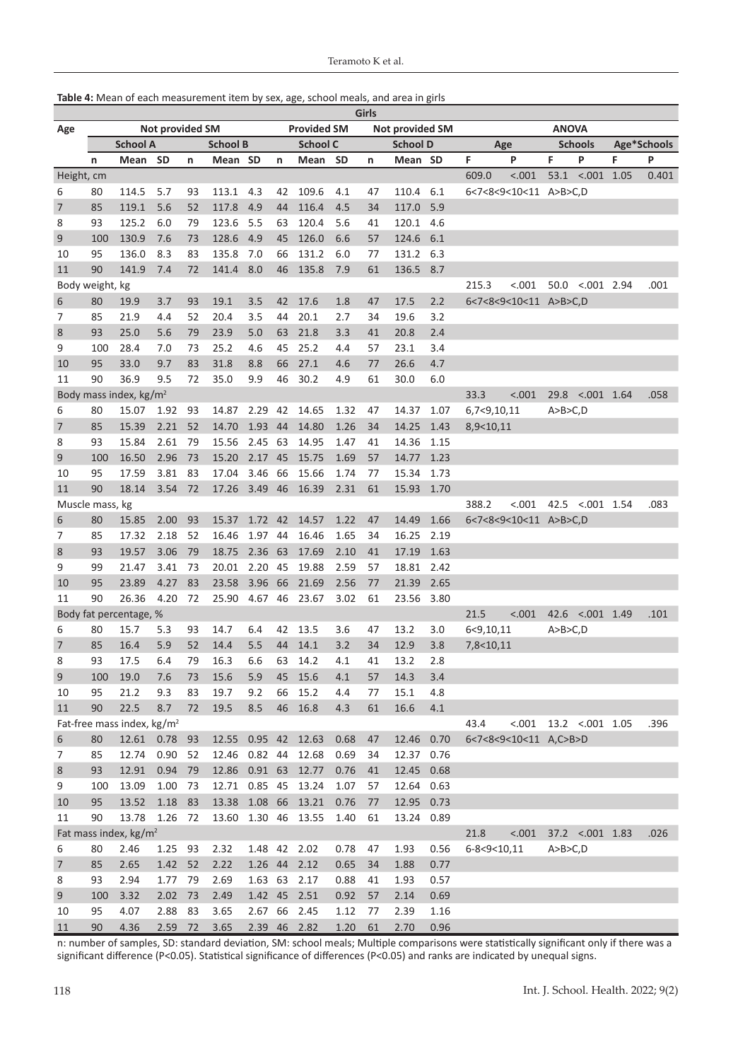**Table 4:** Mean of each measurement item by sex, age, school meals, and area in girls

| Age | Girls | | | | | | | | | | | | ANOVA | | | | | |
|---|---|---|---|---|---|---|---|---|---|---|---|---|---|---|---|---|---|---|
| | Not provided SM | | | | | | Provided SM | | | Not provided SM | | | | | | | | |
| | School A | | | School B | | | School C | | | School D | | | Age | | Schools | | Age*Schools | |
| | n | Mean | SD | n | Mean | SD | n | Mean | SD | n | Mean | SD | F | P | F | P | F | P |
| Height, cm | | | | | | | | | | | | | 609.0 | <.001 | 53.1 | <.001 | 1.05 | 0.401 |
| 6 | 80 | 114.5 | 5.7 | 93 | 113.1 | 4.3 | 42 | 109.6 | 4.1 | 47 | 110.4 | 6.1 | 6<7<8<9<10<11 | | A>B>C,D | | | |
| 7 | 85 | 119.1 | 5.6 | 52 | 117.8 | 4.9 | 44 | 116.4 | 4.5 | 34 | 117.0 | 5.9 | | | | | | |
| 8 | 93 | 125.2 | 6.0 | 79 | 123.6 | 5.5 | 63 | 120.4 | 5.6 | 41 | 120.1 | 4.6 | | | | | | |
| 9 | 100 | 130.9 | 7.6 | 73 | 128.6 | 4.9 | 45 | 126.0 | 6.6 | 57 | 124.6 | 6.1 | | | | | | |
| 10 | 95 | 136.0 | 8.3 | 83 | 135.8 | 7.0 | 66 | 131.2 | 6.0 | 77 | 131.2 | 6.3 | | | | | | |
| 11 | 90 | 141.9 | 7.4 | 72 | 141.4 | 8.0 | 46 | 135.8 | 7.9 | 61 | 136.5 | 8.7 | | | | | | |
| Body weight, kg | | | | | | | | | | | | | 215.3 | <.001 | 50.0 | <.001 | 2.94 | .001 |
| 6 | 80 | 19.9 | 3.7 | 93 | 19.1 | 3.5 | 42 | 17.6 | 1.8 | 47 | 17.5 | 2.2 | 6<7<8<9<10<11 | | A>B>C,D | | | |
| 7 | 85 | 21.9 | 4.4 | 52 | 20.4 | 3.5 | 44 | 20.1 | 2.7 | 34 | 19.6 | 3.2 | | | | | | |
| 8 | 93 | 25.0 | 5.6 | 79 | 23.9 | 5.0 | 63 | 21.8 | 3.3 | 41 | 20.8 | 2.4 | | | | | | |
| 9 | 100 | 28.4 | 7.0 | 73 | 25.2 | 4.6 | 45 | 25.2 | 4.4 | 57 | 23.1 | 3.4 | | | | | | |
| 10 | 95 | 33.0 | 9.7 | 83 | 31.8 | 8.8 | 66 | 27.1 | 4.6 | 77 | 26.6 | 4.7 | | | | | | |
| 11 | 90 | 36.9 | 9.5 | 72 | 35.0 | 9.9 | 46 | 30.2 | 4.9 | 61 | 30.0 | 6.0 | | | | | | |
| Body mass index, kg/m² | | | | | | | | | | | | | 33.3 | <.001 | 29.8 | <.001 | 1.64 | .058 |
| 6 | 80 | 15.07 | 1.92 | 93 | 14.87 | 2.29 | 42 | 14.65 | 1.32 | 47 | 14.37 | 1.07 | 6,7<9,10,11 | | A>B>C,D | | | |
| 7 | 85 | 15.39 | 2.21 | 52 | 14.70 | 1.93 | 44 | 14.80 | 1.26 | 34 | 14.25 | 1.43 | 8,9<10,11 | | | | | |
| 8 | 93 | 15.84 | 2.61 | 79 | 15.56 | 2.45 | 63 | 14.95 | 1.47 | 41 | 14.36 | 1.15 | | | | | | |
| 9 | 100 | 16.50 | 2.96 | 73 | 15.20 | 2.17 | 45 | 15.75 | 1.69 | 57 | 14.77 | 1.23 | | | | | | |
| 10 | 95 | 17.59 | 3.81 | 83 | 17.04 | 3.46 | 66 | 15.66 | 1.74 | 77 | 15.34 | 1.73 | | | | | | |
| 11 | 90 | 18.14 | 3.54 | 72 | 17.26 | 3.49 | 46 | 16.39 | 2.31 | 61 | 15.93 | 1.70 | | | | | | |
| Muscle mass, kg | | | | | | | | | | | | | 388.2 | <.001 | 42.5 | <.001 | 1.54 | .083 |
| 6 | 80 | 15.85 | 2.00 | 93 | 15.37 | 1.72 | 42 | 14.57 | 1.22 | 47 | 14.49 | 1.66 | 6<7<8<9<10<11 | | A>B>C,D | | | |
| 7 | 85 | 17.32 | 2.18 | 52 | 16.46 | 1.97 | 44 | 16.46 | 1.65 | 34 | 16.25 | 2.19 | | | | | | |
| 8 | 93 | 19.57 | 3.06 | 79 | 18.75 | 2.36 | 63 | 17.69 | 2.10 | 41 | 17.19 | 1.63 | | | | | | |
| 9 | 99 | 21.47 | 3.41 | 73 | 20.01 | 2.20 | 45 | 19.88 | 2.59 | 57 | 18.81 | 2.42 | | | | | | |
| 10 | 95 | 23.89 | 4.27 | 83 | 23.58 | 3.96 | 66 | 21.69 | 2.56 | 77 | 21.39 | 2.65 | | | | | | |
| 11 | 90 | 26.36 | 4.20 | 72 | 25.90 | 4.67 | 46 | 23.67 | 3.02 | 61 | 23.56 | 3.80 | | | | | | |
| Body fat percentage, % | | | | | | | | | | | | | 21.5 | <.001 | 42.6 | <.001 | 1.49 | .101 |
| 6 | 80 | 15.7 | 5.3 | 93 | 14.7 | 6.4 | 42 | 13.5 | 3.6 | 47 | 13.2 | 3.0 | 6<9,10,11 | | A>B>C,D | | | |
| 7 | 85 | 16.4 | 5.9 | 52 | 14.4 | 5.5 | 44 | 14.1 | 3.2 | 34 | 12.9 | 3.8 | 7,8<10,11 | | | | | |
| 8 | 93 | 17.5 | 6.4 | 79 | 16.3 | 6.6 | 63 | 14.2 | 4.1 | 41 | 13.2 | 2.8 | | | | | | |
| 9 | 100 | 19.0 | 7.6 | 73 | 15.6 | 5.9 | 45 | 15.6 | 4.1 | 57 | 14.3 | 3.4 | | | | | | |
| 10 | 95 | 21.2 | 9.3 | 83 | 19.7 | 9.2 | 66 | 15.2 | 4.4 | 77 | 15.1 | 4.8 | | | | | | |
| 11 | 90 | 22.5 | 8.7 | 72 | 19.5 | 8.5 | 46 | 16.8 | 4.3 | 61 | 16.6 | 4.1 | | | | | | |
| Fat-free mass index, kg/m² | | | | | | | | | | | | | 43.4 | <.001 | 13.2 | <.001 | 1.05 | .396 |
| 6 | 80 | 12.61 | 0.78 | 93 | 12.55 | 0.95 | 42 | 12.63 | 0.68 | 47 | 12.46 | 0.70 | 6<7<8<9<10<11 | | A,C>B>D | | | |
| 7 | 85 | 12.74 | 0.90 | 52 | 12.46 | 0.82 | 44 | 12.68 | 0.69 | 34 | 12.37 | 0.76 | | | | | | |
| 8 | 93 | 12.91 | 0.94 | 79 | 12.86 | 0.91 | 63 | 12.77 | 0.76 | 41 | 12.45 | 0.68 | | | | | | |
| 9 | 100 | 13.09 | 1.00 | 73 | 12.71 | 0.85 | 45 | 13.24 | 1.07 | 57 | 12.64 | 0.63 | | | | | | |
| 10 | 95 | 13.52 | 1.18 | 83 | 13.38 | 1.08 | 66 | 13.21 | 0.76 | 77 | 12.95 | 0.73 | | | | | | |
| 11 | 90 | 13.78 | 1.26 | 72 | 13.60 | 1.30 | 46 | 13.55 | 1.40 | 61 | 13.24 | 0.89 | | | | | | |
| Fat mass index, kg/m² | | | | | | | | | | | | | 21.8 | <.001 | 37.2 | <.001 | 1.83 | .026 |
| 6 | 80 | 2.46 | 1.25 | 93 | 2.32 | 1.48 | 42 | 2.02 | 0.78 | 47 | 1.93 | 0.56 | 6-8<9<10,11 | | A>B>C,D | | | |
| 7 | 85 | 2.65 | 1.42 | 52 | 2.22 | 1.26 | 44 | 2.12 | 0.65 | 34 | 1.88 | 0.77 | | | | | | |
| 8 | 93 | 2.94 | 1.77 | 79 | 2.69 | 1.63 | 63 | 2.17 | 0.88 | 41 | 1.93 | 0.57 | | | | | | |
| 9 | 100 | 3.32 | 2.02 | 73 | 2.49 | 1.42 | 45 | 2.51 | 0.92 | 57 | 2.14 | 0.69 | | | | | | |
| 10 | 95 | 4.07 | 2.88 | 83 | 3.65 | 2.67 | 66 | 2.45 | 1.12 | 77 | 2.39 | 1.16 | | | | | | |
| 11 | 90 | 4.36 | 2.59 | 72 | 3.65 | 2.39 | 46 | 2.82 | 1.20 | 61 | 2.70 | 0.96 | | | | | | |

n: number of samples, SD: standard deviation, SM: school meals; Multiple comparisons were statistically significant only if there was a significant difference (P<0.05). Statistical significance of differences (P<0.05) and ranks are indicated by unequal signs.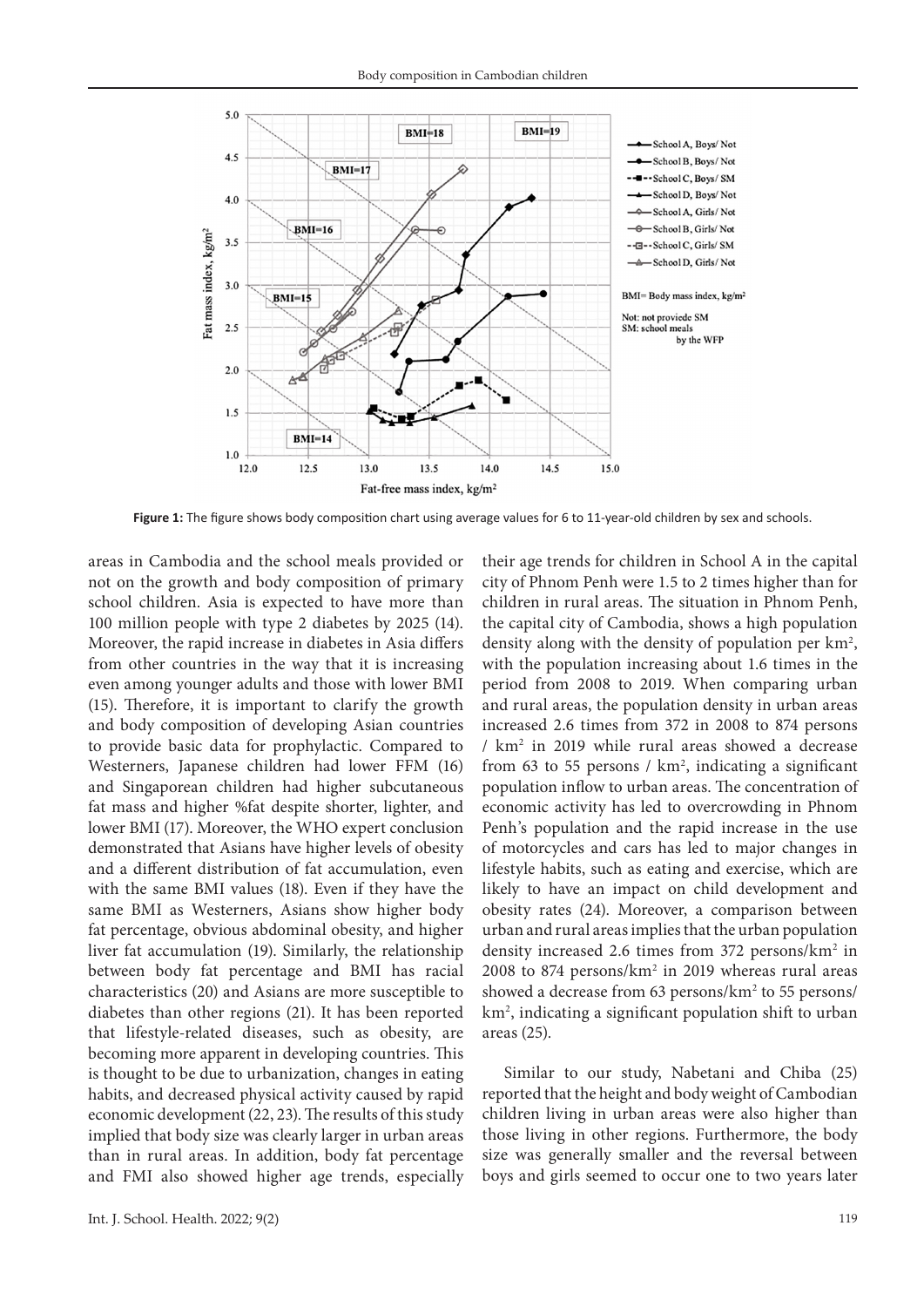5.0
4.5
4.0
3.5
3.0
2.5
2.0
1.5
1.0
12.0
12.5
13.0
13.5
14.0
14.5
15.0

BMI=18
BMI=19
BMI=17
BMI=16
BMI=15
BMI=14

Fat mass index, kg/m²

Fat-free mass index, kg/m²

School A, Boys/ Not
School B, Boys/ Not
School C, Boys/ SM
School D, Boys/ Not
School A, Girls/ Not
School B, Girls/ Not
School C, Girls/ SM
School D, Girls/ Not

BMI= Body mass index, kg/m²

Not: not proviede SM
SM: school meals
by the WFP

**Figure 1:** The figure shows body composition chart using average values for 6 to 11-year-old children by sex and schools.

areas in Cambodia and the school meals provided or not on the growth and body composition of primary school children. Asia is expected to have more than 100 million people with type 2 diabetes by 2025 (14). Moreover, the rapid increase in diabetes in Asia differs from other countries in the way that it is increasing even among younger adults and those with lower BMI (15). Therefore, it is important to clarify the growth and body composition of developing Asian countries to provide basic data for prophylactic. Compared to Westerners, Japanese children had lower FFM (16) and Singaporean children had higher subcutaneous fat mass and higher %fat despite shorter, lighter, and lower BMI (17). Moreover, the WHO expert conclusion demonstrated that Asians have higher levels of obesity and a different distribution of fat accumulation, even with the same BMI values (18). Even if they have the same BMI as Westerners, Asians show higher body fat percentage, obvious abdominal obesity, and higher liver fat accumulation (19). Similarly, the relationship between body fat percentage and BMI has racial characteristics (20) and Asians are more susceptible to diabetes than other regions (21). It has been reported that lifestyle-related diseases, such as obesity, are becoming more apparent in developing countries. This is thought to be due to urbanization, changes in eating habits, and decreased physical activity caused by rapid economic development (22, 23). The results of this study implied that body size was clearly larger in urban areas than in rural areas. In addition, body fat percentage and FMI also showed higher age trends, especially their age trends for children in School A in the capital city of Phnom Penh were 1.5 to 2 times higher than for children in rural areas. The situation in Phnom Penh, the capital city of Cambodia, shows a high population density along with the density of population per km², with the population increasing about 1.6 times in the period from 2008 to 2019. When comparing urban and rural areas, the population density in urban areas increased 2.6 times from 372 in 2008 to 874 persons / km² in 2019 while rural areas showed a decrease from 63 to 55 persons / km², indicating a significant population inflow to urban areas. The concentration of economic activity has led to overcrowding in Phnom Penh's population and the rapid increase in the use of motorcycles and cars has led to major changes in lifestyle habits, such as eating and exercise, which are likely to have an impact on child development and obesity rates (24). Moreover, a comparison between urban and rural areas implies that the urban population density increased 2.6 times from 372 persons/km² in 2008 to 874 persons/km² in 2019 whereas rural areas showed a decrease from 63 persons/km² to 55 persons/km², indicating a significant population shift to urban areas (25).

Similar to our study, Nabetani and Chiba (25) reported that the height and body weight of Cambodian children living in urban areas were also higher than those living in other regions. Furthermore, the body size was generally smaller and the reversal between boys and girls seemed to occur one to two years later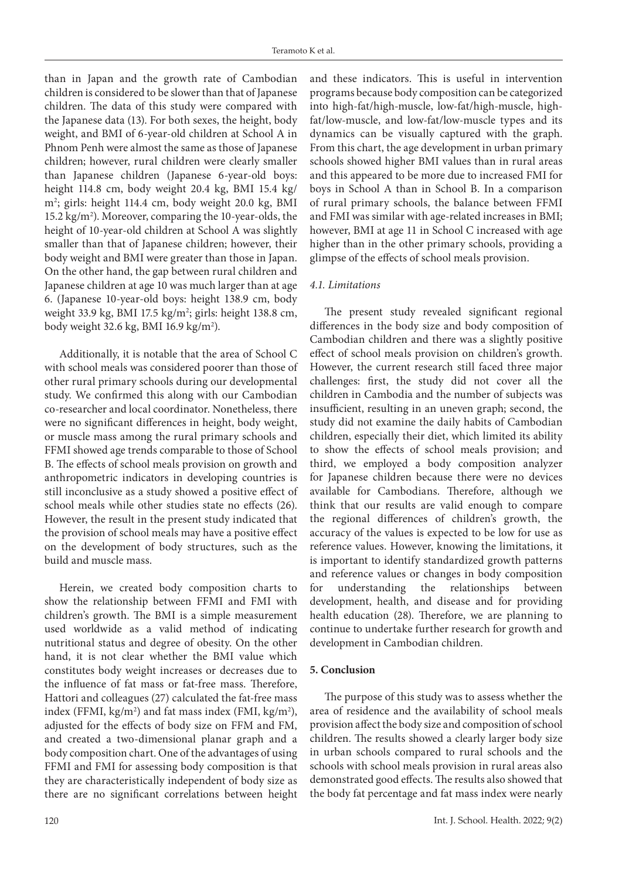than in Japan and the growth rate of Cambodian children is considered to be slower than that of Japanese children. The data of this study were compared with the Japanese data (13). For both sexes, the height, body weight, and BMI of 6-year-old children at School A in Phnom Penh were almost the same as those of Japanese children; however, rural children were clearly smaller than Japanese children (Japanese 6-year-old boys: height 114.8 cm, body weight 20.4 kg, BMI 15.4 kg/m$^2$; girls: height 114.4 cm, body weight 20.0 kg, BMI 15.2 kg/m$^2$). Moreover, comparing the 10-year-olds, the height of 10-year-old children at School A was slightly smaller than that of Japanese children; however, their body weight and BMI were greater than those in Japan. On the other hand, the gap between rural children and Japanese children at age 10 was much larger than at age 6. (Japanese 10-year-old boys: height 138.9 cm, body weight 33.9 kg, BMI 17.5 kg/m$^2$; girls: height 138.8 cm, body weight 32.6 kg, BMI 16.9 kg/m$^2$).

Additionally, it is notable that the area of School C with school meals was considered poorer than those of other rural primary schools during our developmental study. We confirmed this along with our Cambodian co-researcher and local coordinator. Nonetheless, there were no significant differences in height, body weight, or muscle mass among the rural primary schools and FFMI showed age trends comparable to those of School B. The effects of school meals provision on growth and anthropometric indicators in developing countries is still inconclusive as a study showed a positive effect of school meals while other studies state no effects (26). However, the result in the present study indicated that the provision of school meals may have a positive effect on the development of body structures, such as the build and muscle mass.

Herein, we created body composition charts to show the relationship between FFMI and FMI with children's growth. The BMI is a simple measurement used worldwide as a valid method of indicating nutritional status and degree of obesity. On the other hand, it is not clear whether the BMI value which constitutes body weight increases or decreases due to the influence of fat mass or fat-free mass. Therefore, Hattori and colleagues (27) calculated the fat-free mass index (FFMI, kg/m$^2$) and fat mass index (FMI, kg/m$^2$), adjusted for the effects of body size on FFM and FM, and created a two-dimensional planar graph and a body composition chart. One of the advantages of using FFMI and FMI for assessing body composition is that they are characteristically independent of body size as there are no significant correlations between height and these indicators. This is useful in intervention programs because body composition can be categorized into high-fat/high-muscle, low-fat/high-muscle, high-fat/low-muscle, and low-fat/low-muscle types and its dynamics can be visually captured with the graph. From this chart, the age development in urban primary schools showed higher BMI values than in rural areas and this appeared to be more due to increased FMI for boys in School A than in School B. In a comparison of rural primary schools, the balance between FFMI and FMI was similar with age-related increases in BMI; however, BMI at age 11 in School C increased with age higher than in the other primary schools, providing a glimpse of the effects of school meals provision.

### *4.1. Limitations*

The present study revealed significant regional differences in the body size and body composition of Cambodian children and there was a slightly positive effect of school meals provision on children's growth. However, the current research still faced three major challenges: first, the study did not cover all the children in Cambodia and the number of subjects was insufficient, resulting in an uneven graph; second, the study did not examine the daily habits of Cambodian children, especially their diet, which limited its ability to show the effects of school meals provision; and third, we employed a body composition analyzer for Japanese children because there were no devices available for Cambodians. Therefore, although we think that our results are valid enough to compare the regional differences of children's growth, the accuracy of the values is expected to be low for use as reference values. However, knowing the limitations, it is important to identify standardized growth patterns and reference values or changes in body composition for understanding the relationships between development, health, and disease and for providing health education (28). Therefore, we are planning to continue to undertake further research for growth and development in Cambodian children.

## **5. Conclusion**

The purpose of this study was to assess whether the area of residence and the availability of school meals provision affect the body size and composition of school children. The results showed a clearly larger body size in urban schools compared to rural schools and the schools with school meals provision in rural areas also demonstrated good effects. The results also showed that the body fat percentage and fat mass index were nearly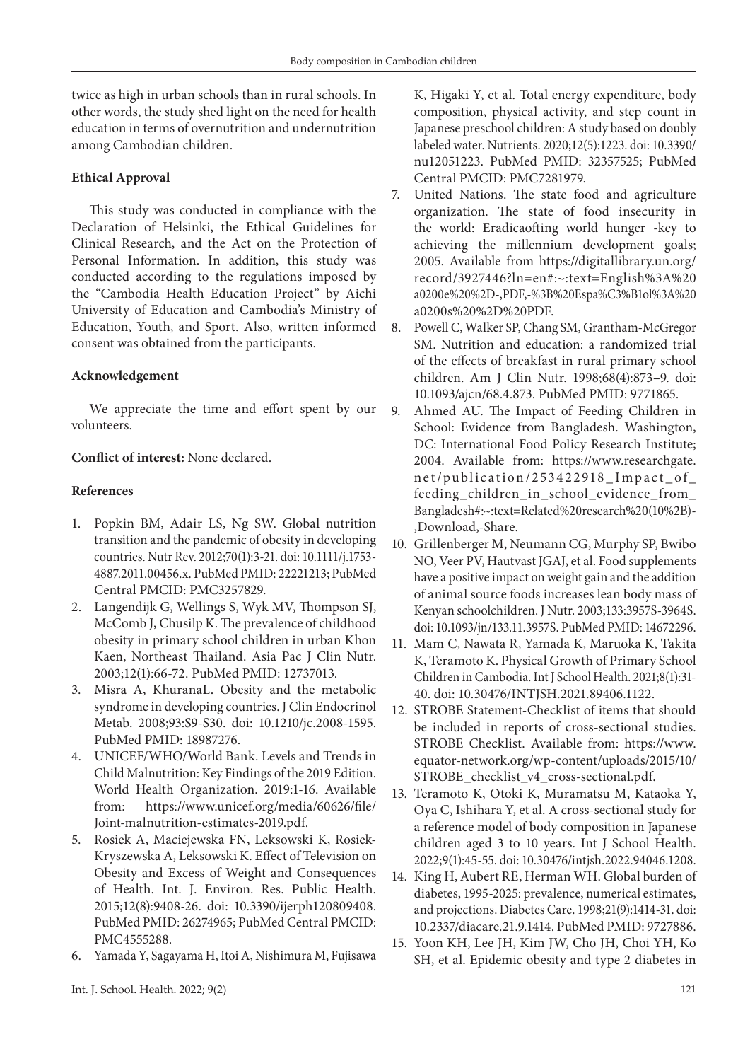twice as high in urban schools than in rural schools. In other words, the study shed light on the need for health education in terms of overnutrition and undernutrition among Cambodian children.

### Ethical Approval

This study was conducted in compliance with the Declaration of Helsinki, the Ethical Guidelines for Clinical Research, and the Act on the Protection of Personal Information. In addition, this study was conducted according to the regulations imposed by the "Cambodia Health Education Project" by Aichi University of Education and Cambodia's Ministry of Education, Youth, and Sport. Also, written informed consent was obtained from the participants.

### Acknowledgement

We appreciate the time and effort spent by our volunteers.

**Conflict of interest:** None declared.

### References

1. Popkin BM, Adair LS, Ng SW. Global nutrition transition and the pandemic of obesity in developing countries. Nutr Rev. 2012;70(1):3-21. doi: 10.1111/j.1753-4887.2011.00456.x. PubMed PMID: 22221213; PubMed Central PMCID: PMC3257829.
2. Langendijk G, Wellings S, Wyk MV, Thompson SJ, McComb J, Chusilp K. The prevalence of childhood obesity in primary school children in urban Khon Kaen, Northeast Thailand. Asia Pac J Clin Nutr. 2003;12(1):66-72. PubMed PMID: 12737013.
3. Misra A, KhuranaL. Obesity and the metabolic syndrome in developing countries. J Clin Endocrinol Metab. 2008;93:S9-S30. doi: 10.1210/jc.2008-1595. PubMed PMID: 18987276.
4. UNICEF/WHO/World Bank. Levels and Trends in Child Malnutrition: Key Findings of the 2019 Edition. World Health Organization. 2019:1-16. Available from: https://www.unicef.org/media/60626/file/Joint-malnutrition-estimates-2019.pdf.
5. Rosiek A, Maciejewska FN, Leksowski K, Rosiek-Kryszewska A, Leksowski K. Effect of Television on Obesity and Excess of Weight and Consequences of Health. Int. J. Environ. Res. Public Health. 2015;12(8):9408-26. doi: 10.3390/ijerph120809408. PubMed PMID: 26274965; PubMed Central PMCID: PMC4555288.
6. Yamada Y, Sagayama H, Itoi A, Nishimura M, Fujisawa K, Higaki Y, et al. Total energy expenditure, body composition, physical activity, and step count in Japanese preschool children: A study based on doubly labeled water. Nutrients. 2020;12(5):1223. doi: 10.3390/nu12051223. PubMed PMID: 32357525; PubMed Central PMCID: PMC7281979.
7. United Nations. The state food and agriculture organization. The state of food insecurity in the world: Eradicaofting world hunger -key to achieving the millennium development goals; 2005. Available from https://digitallibrary.un.org/record/3927446?ln=en#:~:text=English%3A%20a0200e%20%2D-,PDF,-%3B%20Espa%C3%B1ol%3A%20a0200s%20%2D%20PDF.
8. Powell C, Walker SP, Chang SM, Grantham-McGregor SM. Nutrition and education: a randomized trial of the effects of breakfast in rural primary school children. Am J Clin Nutr. 1998;68(4):873–9. doi: 10.1093/ajcn/68.4.873. PubMed PMID: 9771865.
9. Ahmed AU. The Impact of Feeding Children in School: Evidence from Bangladesh. Washington, DC: International Food Policy Research Institute; 2004. Available from: https://www.researchgate.net/publication/253422918_Impact_of_feeding_children_in_school_evidence_from_Bangladesh#:~:text=Related%20research%20(10%2B)-,Download,-Share.
10. Grillenberger M, Neumann CG, Murphy SP, Bwibo NO, Veer PV, Hautvast JGAJ, et al. Food supplements have a positive impact on weight gain and the addition of animal source foods increases lean body mass of Kenyan schoolchildren. J Nutr. 2003;133:3957S-3964S. doi: 10.1093/jn/133.11.3957S. PubMed PMID: 14672296.
11. Mam C, Nawata R, Yamada K, Maruoka K, Takita K, Teramoto K. Physical Growth of Primary School Children in Cambodia. Int J School Health. 2021;8(1):31-40. doi: 10.30476/INTJSH.2021.89406.1122.
12. STROBE Statement-Checklist of items that should be included in reports of cross-sectional studies. STROBE Checklist. Available from: https://www.equator-network.org/wp-content/uploads/2015/10/STROBE_checklist_v4_cross-sectional.pdf.
13. Teramoto K, Otoki K, Muramatsu M, Kataoka Y, Oya C, Ishihara Y, et al. A cross-sectional study for a reference model of body composition in Japanese children aged 3 to 10 years. Int J School Health. 2022;9(1):45-55. doi: 10.30476/intjsh.2022.94046.1208.
14. King H, Aubert RE, Herman WH. Global burden of diabetes, 1995-2025: prevalence, numerical estimates, and projections. Diabetes Care. 1998;21(9):1414-31. doi: 10.2337/diacare.21.9.1414. PubMed PMID: 9727886.
15. Yoon KH, Lee JH, Kim JW, Cho JH, Choi YH, Ko SH, et al. Epidemic obesity and type 2 diabetes in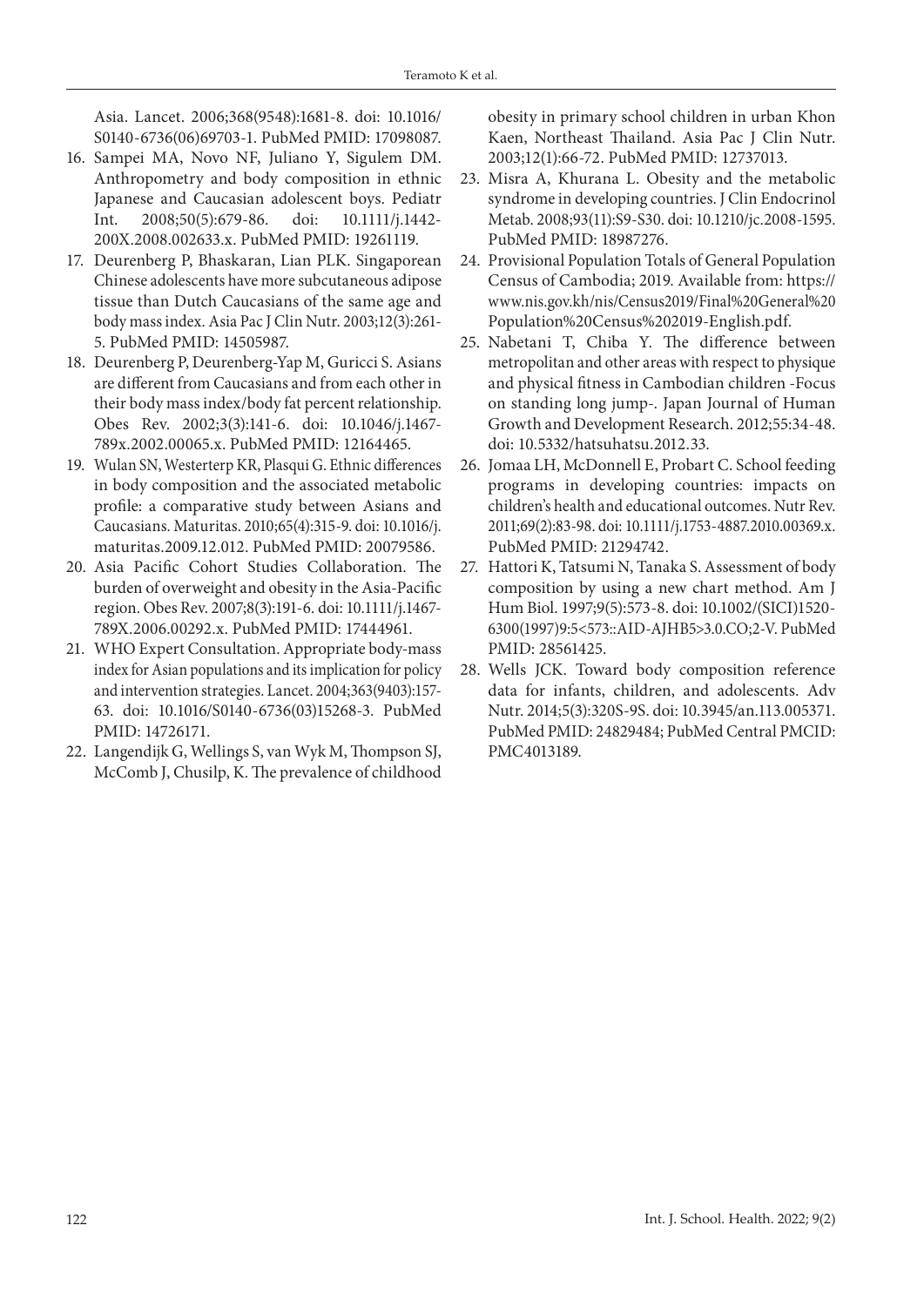Asia. Lancet. 2006;368(9548):1681-8. doi: 10.1016/S0140-6736(06)69703-1. PubMed PMID: 17098087.

16. Sampei MA, Novo NF, Juliano Y, Sigulem DM. Anthropometry and body composition in ethnic Japanese and Caucasian adolescent boys. Pediatr Int. 2008;50(5):679-86. doi: 10.1111/j.1442-200X.2008.002633.x. PubMed PMID: 19261119.
17. Deurenberg P, Bhaskaran, Lian PLK. Singaporean Chinese adolescents have more subcutaneous adipose tissue than Dutch Caucasians of the same age and body mass index. Asia Pac J Clin Nutr. 2003;12(3):261-5. PubMed PMID: 14505987.
18. Deurenberg P, Deurenberg-Yap M, Guricci S. Asians are different from Caucasians and from each other in their body mass index/body fat percent relationship. Obes Rev. 2002;3(3):141-6. doi: 10.1046/j.1467-789x.2002.00065.x. PubMed PMID: 12164465.
19. Wulan SN, Westerterp KR, Plasqui G. Ethnic differences in body composition and the associated metabolic profile: a comparative study between Asians and Caucasians. Maturitas. 2010;65(4):315-9. doi: 10.1016/j.maturitas.2009.12.012. PubMed PMID: 20079586.
20. Asia Pacific Cohort Studies Collaboration. The burden of overweight and obesity in the Asia-Pacific region. Obes Rev. 2007;8(3):191-6. doi: 10.1111/j.1467-789X.2006.00292.x. PubMed PMID: 17444961.
21. WHO Expert Consultation. Appropriate body-mass index for Asian populations and its implication for policy and intervention strategies. Lancet. 2004;363(9403):157-63. doi: 10.1016/S0140-6736(03)15268-3. PubMed PMID: 14726171.
22. Langendijk G, Wellings S, van Wyk M, Thompson SJ, McComb J, Chusilp, K. The prevalence of childhood obesity in primary school children in urban Khon Kaen, Northeast Thailand. Asia Pac J Clin Nutr. 2003;12(1):66-72. PubMed PMID: 12737013.
23. Misra A, Khurana L. Obesity and the metabolic syndrome in developing countries. J Clin Endocrinol Metab. 2008;93(11):S9-S30. doi: 10.1210/jc.2008-1595. PubMed PMID: 18987276.
24. Provisional Population Totals of General Population Census of Cambodia; 2019. Available from: https://www.nis.gov.kh/nis/Census2019/Final%20General%20Population%20Census%202019-English.pdf.
25. Nabetani T, Chiba Y. The difference between metropolitan and other areas with respect to physique and physical fitness in Cambodian children -Focus on standing long jump-. Japan Journal of Human Growth and Development Research. 2012;55:34-48. doi: 10.5332/hatsuhatsu.2012.33.
26. Jomaa LH, McDonnell E, Probart C. School feeding programs in developing countries: impacts on children's health and educational outcomes. Nutr Rev. 2011;69(2):83-98. doi: 10.1111/j.1753-4887.2010.00369.x. PubMed PMID: 21294742.
27. Hattori K, Tatsumi N, Tanaka S. Assessment of body composition by using a new chart method. Am J Hum Biol. 1997;9(5):573-8. doi: 10.1002/(SICI)1520-6300(1997)9:5<573::AID-AJHB5>3.0.CO;2-V. PubMed PMID: 28561425.
28. Wells JCK. Toward body composition reference data for infants, children, and adolescents. Adv Nutr. 2014;5(3):320S-9S. doi: 10.3945/an.113.005371. PubMed PMID: 24829484; PubMed Central PMCID: PMC4013189.